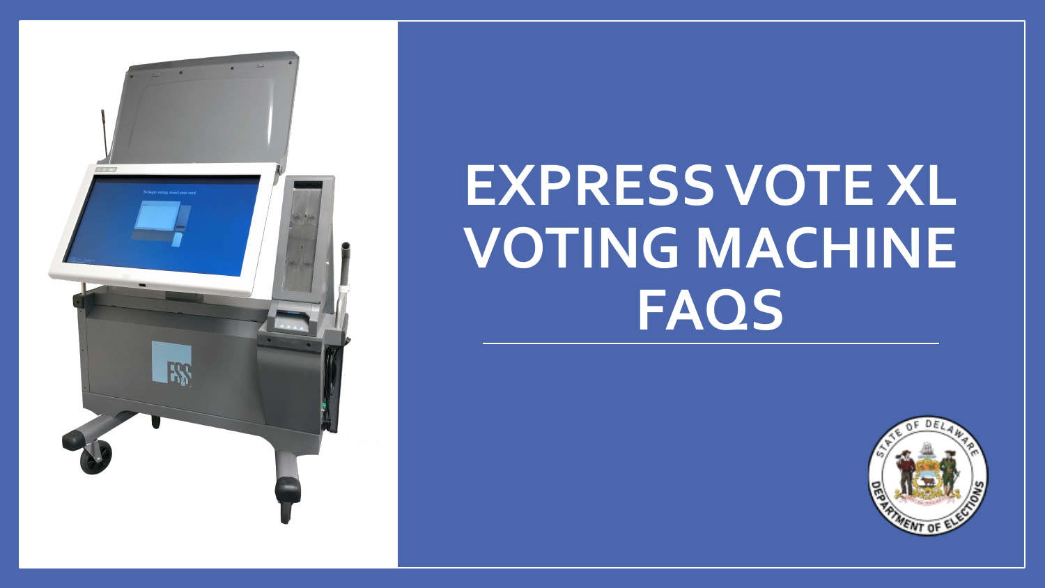# EXPRESS VOTE XL VOTING MACHINE FAQS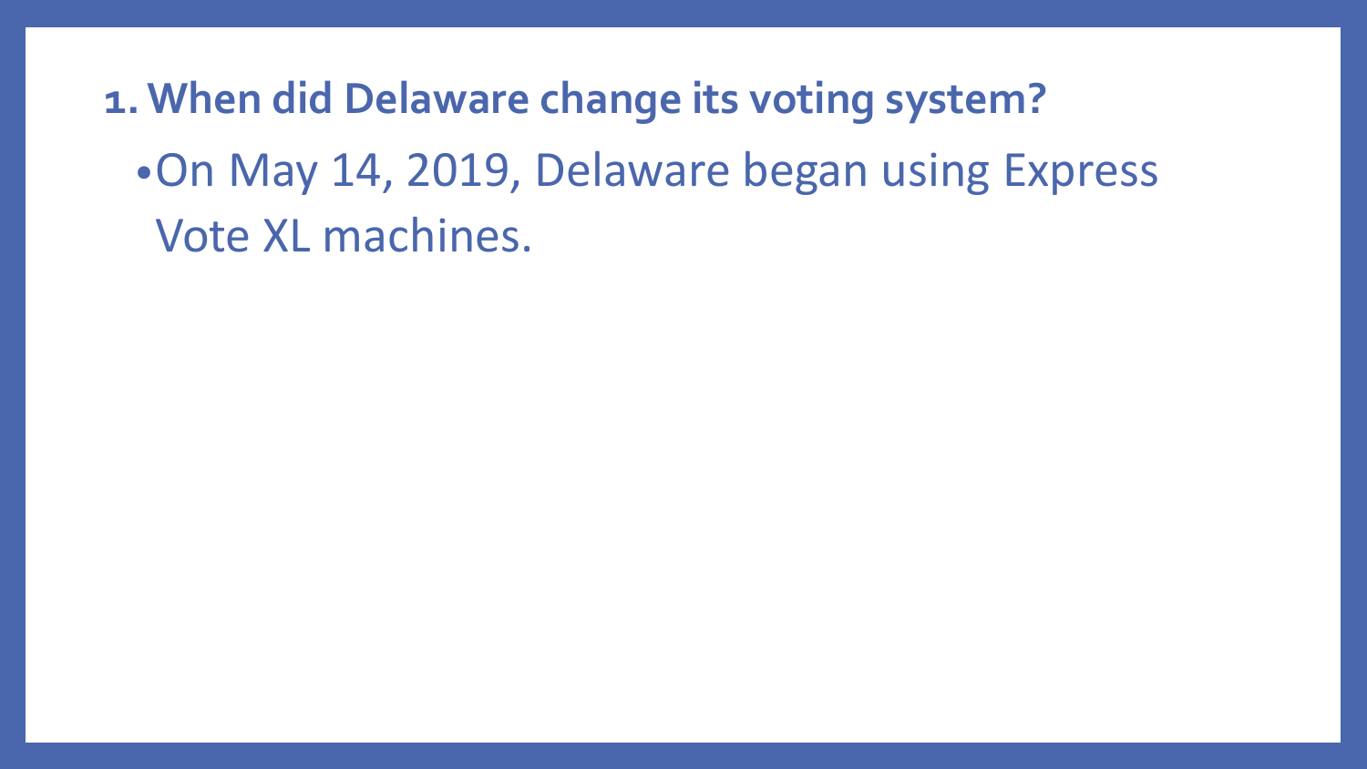## 1. When did Delaware change its voting system?

- On May 14, 2019, Delaware began using Express Vote XL machines.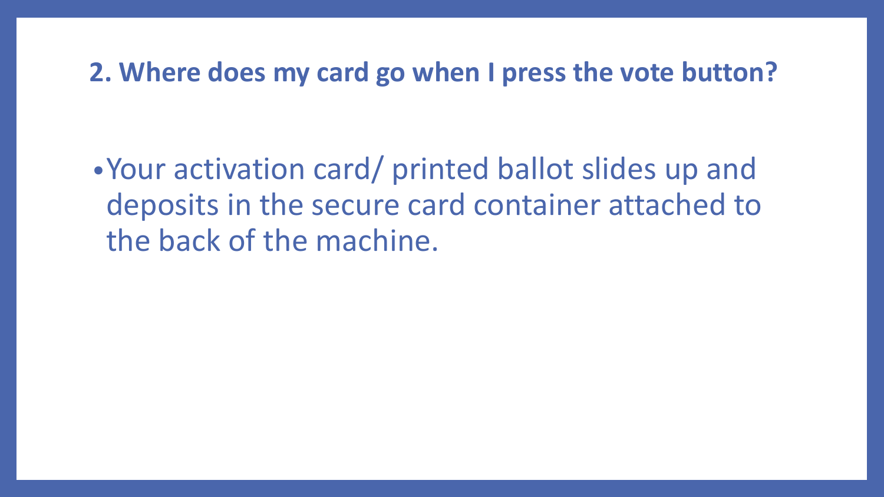## 2. Where does my card go when I press the vote button?

- Your activation card/ printed ballot slides up and deposits in the secure card container attached to the back of the machine.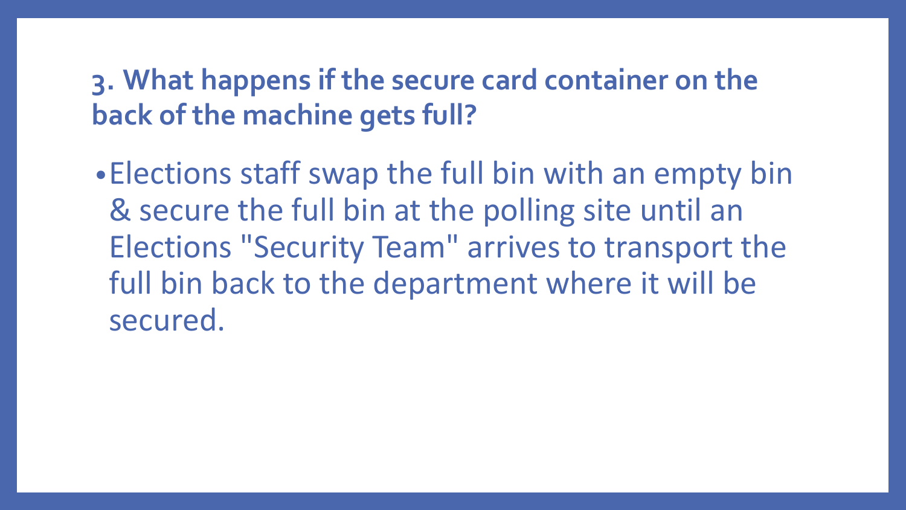## 3. What happens if the secure card container on the back of the machine gets full?

- Elections staff swap the full bin with an empty bin & secure the full bin at the polling site until an Elections "Security Team" arrives to transport the full bin back to the department where it will be secured.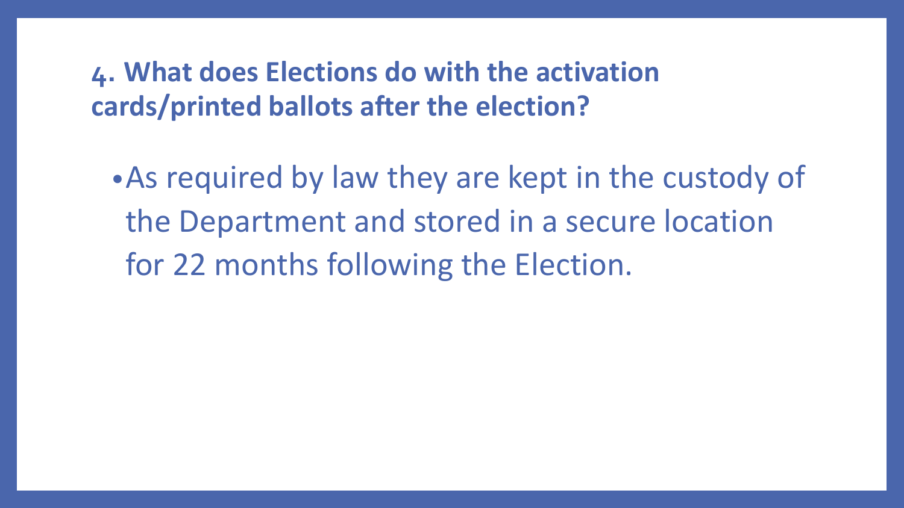## 4. What does Elections do with the activation cards/printed ballots after the election?

- As required by law they are kept in the custody of the Department and stored in a secure location for 22 months following the Election.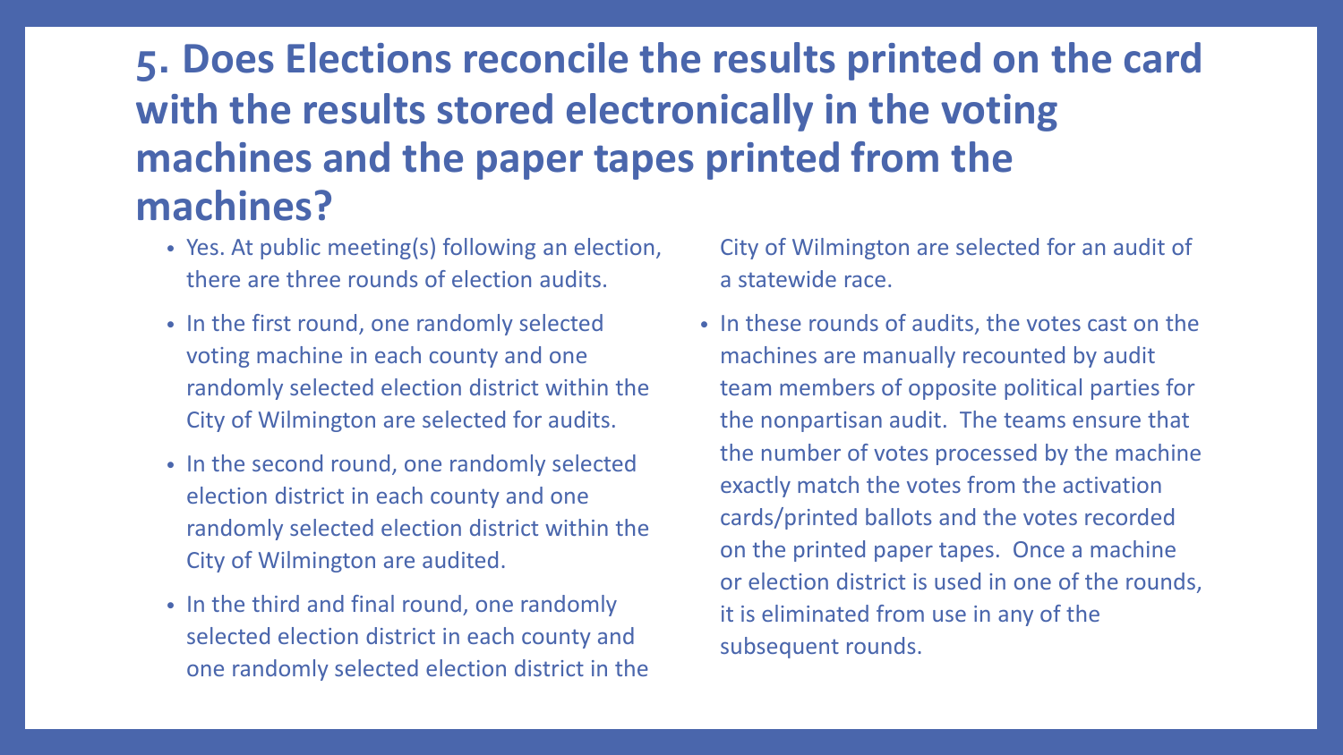## 5. Does Elections reconcile the results printed on the card with the results stored electronically in the voting machines and the paper tapes printed from the machines?

- Yes. At public meeting(s) following an election, there are three rounds of election audits.
- In the first round, one randomly selected voting machine in each county and one randomly selected election district within the City of Wilmington are selected for audits.
- In the second round, one randomly selected election district in each county and one randomly selected election district within the City of Wilmington are audited.
- In the third and final round, one randomly selected election district in each county and one randomly selected election district in the City of Wilmington are selected for an audit of a statewide race.
- In these rounds of audits, the votes cast on the machines are manually recounted by audit team members of opposite political parties for the nonpartisan audit. The teams ensure that the number of votes processed by the machine exactly match the votes from the activation cards/printed ballots and the votes recorded on the printed paper tapes. Once a machine or election district is used in one of the rounds, it is eliminated from use in any of the subsequent rounds.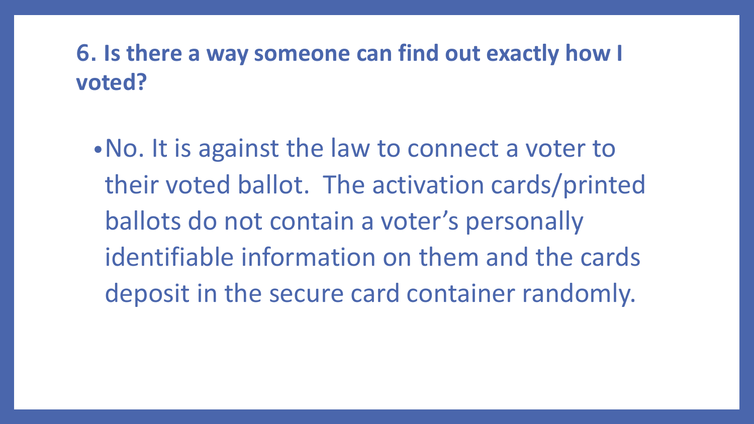## 6. Is there a way someone can find out exactly how I voted?

- No. It is against the law to connect a voter to their voted ballot.  The activation cards/printed ballots do not contain a voter's personally identifiable information on them and the cards deposit in the secure card container randomly.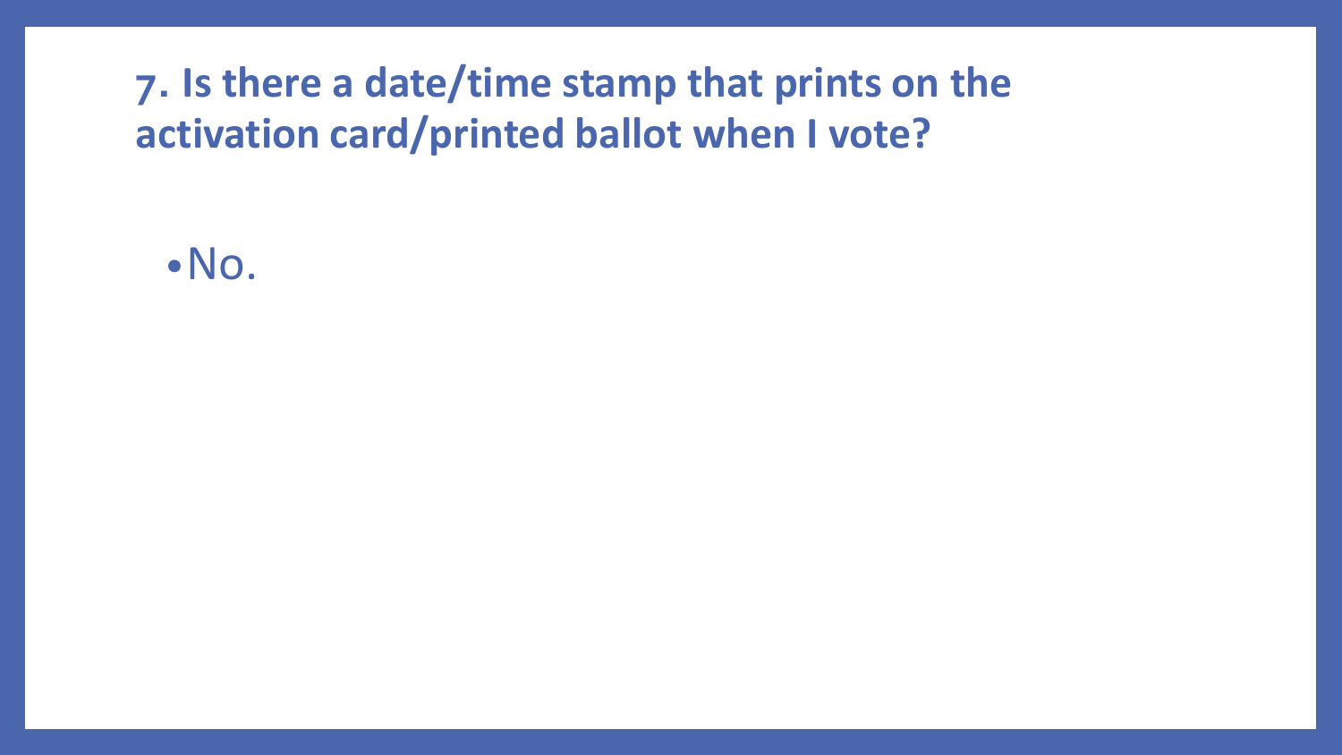## 7. Is there a date/time stamp that prints on the activation card/printed ballot when I vote?

- No.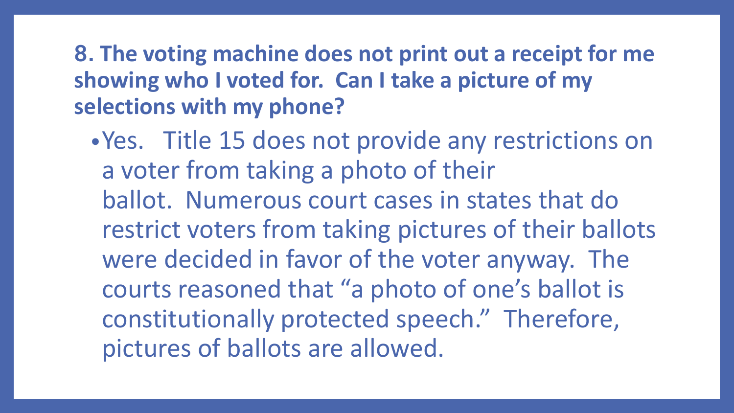**8. The voting machine does not print out a receipt for me showing who I voted for. Can I take a picture of my selections with my phone?**

- Yes. Title 15 does not provide any restrictions on a voter from taking a photo of their ballot. Numerous court cases in states that do restrict voters from taking pictures of their ballots were decided in favor of the voter anyway. The courts reasoned that “a photo of one’s ballot is constitutionally protected speech.” Therefore, pictures of ballots are allowed.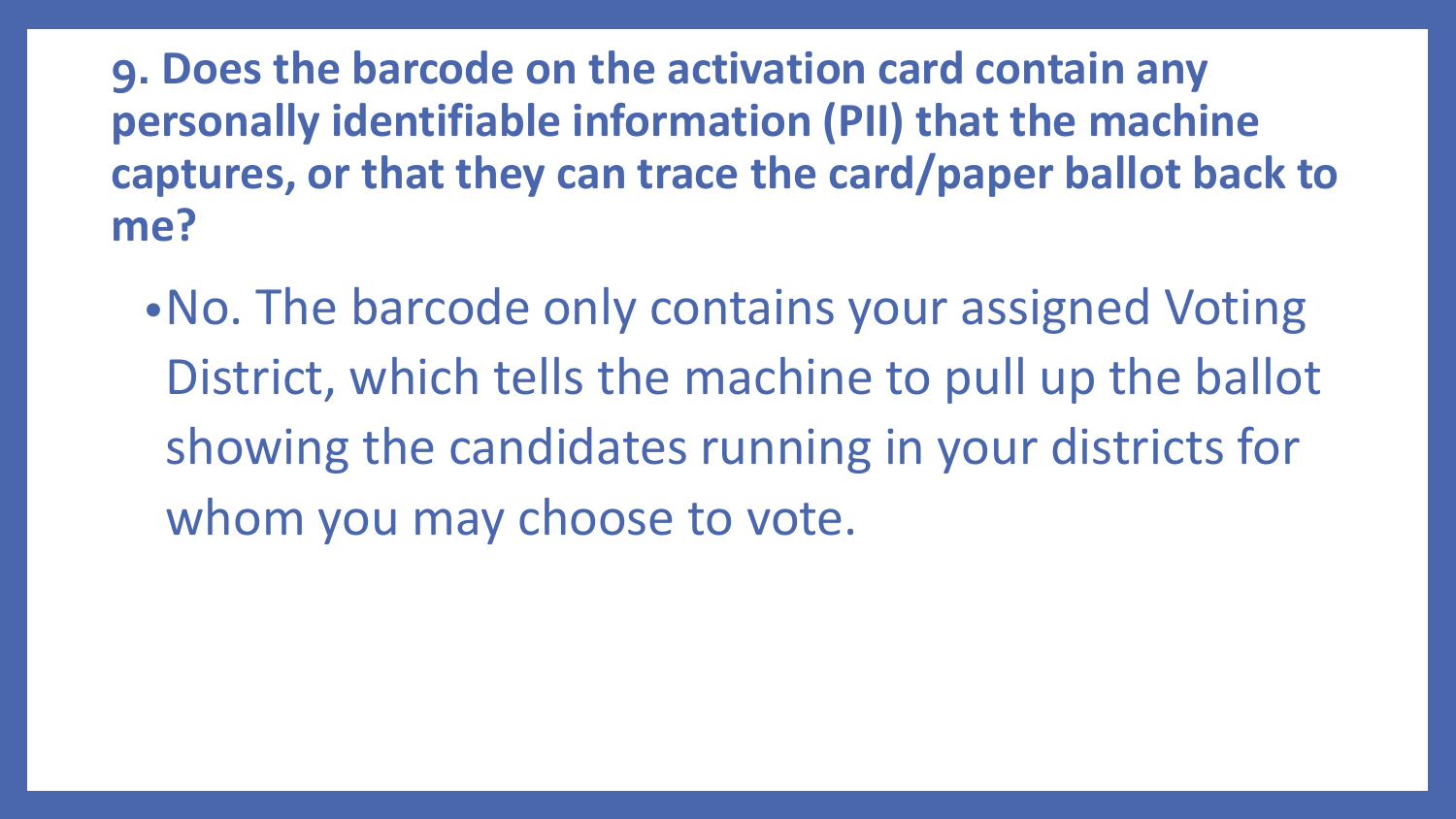**9. Does the barcode on the activation card contain any personally identifiable information (PII) that the machine captures, or that they can trace the card/paper ballot back to me?**

- No. The barcode only contains your assigned Voting District, which tells the machine to pull up the ballot showing the candidates running in your districts for whom you may choose to vote.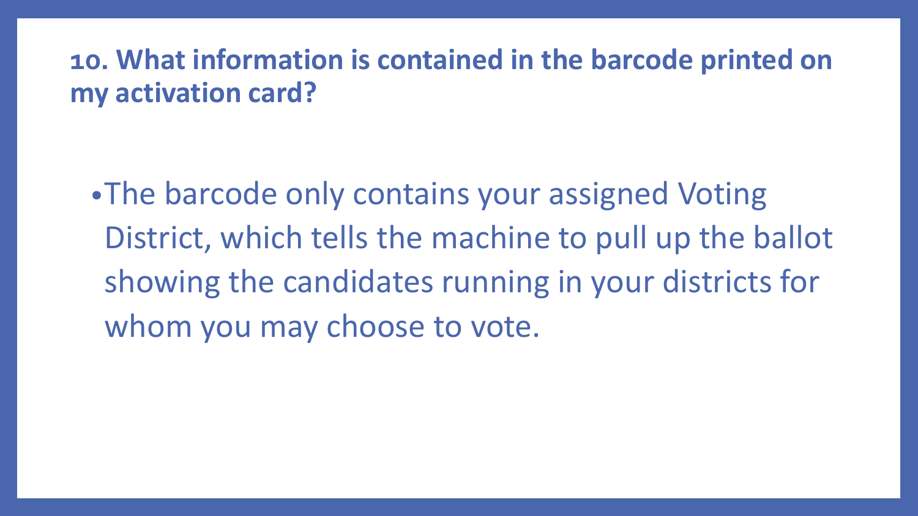## 10. What information is contained in the barcode printed on my activation card?

- The barcode only contains your assigned Voting District, which tells the machine to pull up the ballot showing the candidates running in your districts for whom you may choose to vote.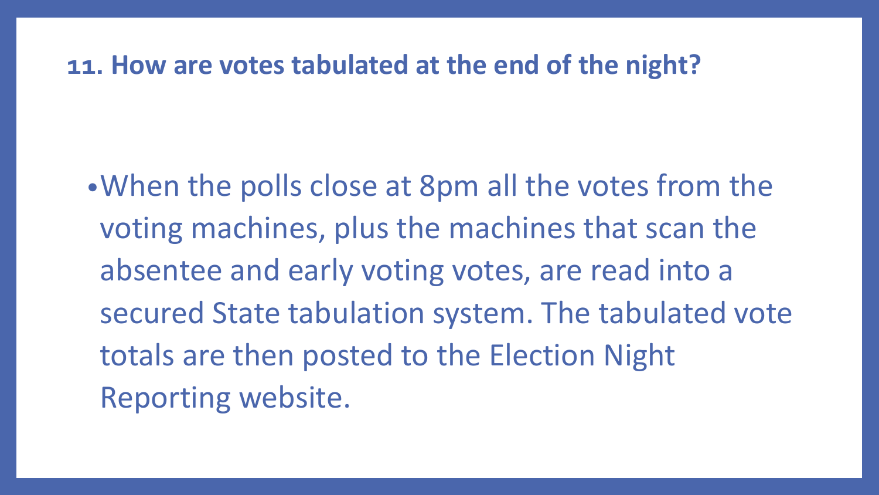## 11. How are votes tabulated at the end of the night?

- When the polls close at 8pm all the votes from the voting machines, plus the machines that scan the absentee and early voting votes, are read into a secured State tabulation system. The tabulated vote totals are then posted to the Election Night Reporting website.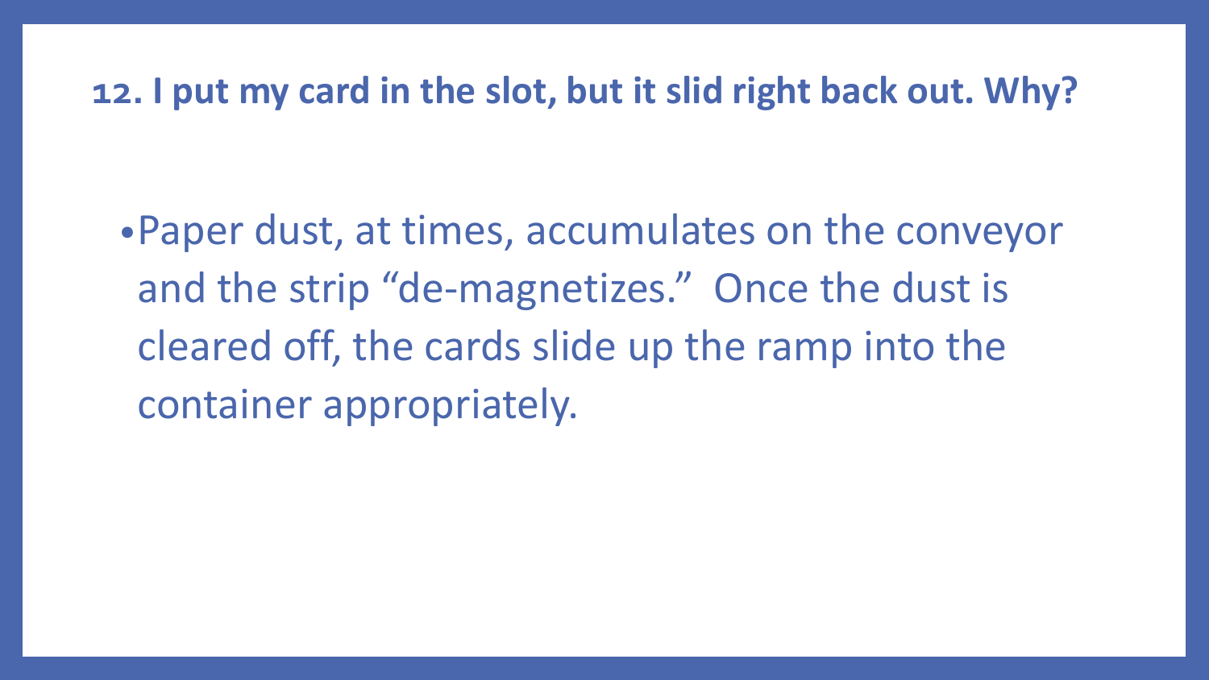## 12. I put my card in the slot, but it slid right back out. Why?

- Paper dust, at times, accumulates on the conveyor and the strip "de-magnetizes." Once the dust is cleared off, the cards slide up the ramp into the container appropriately.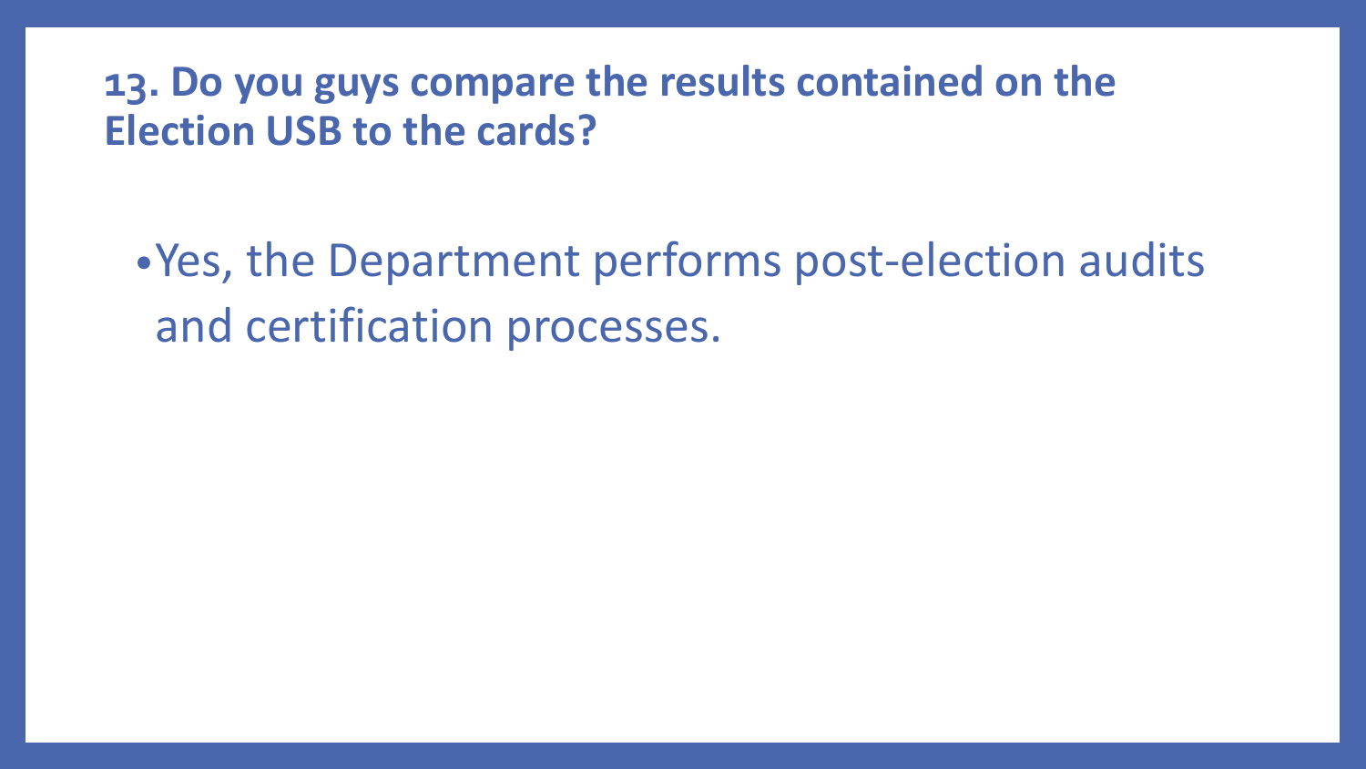## 13. Do you guys compare the results contained on the Election USB to the cards?

- Yes, the Department performs post-election audits and certification processes.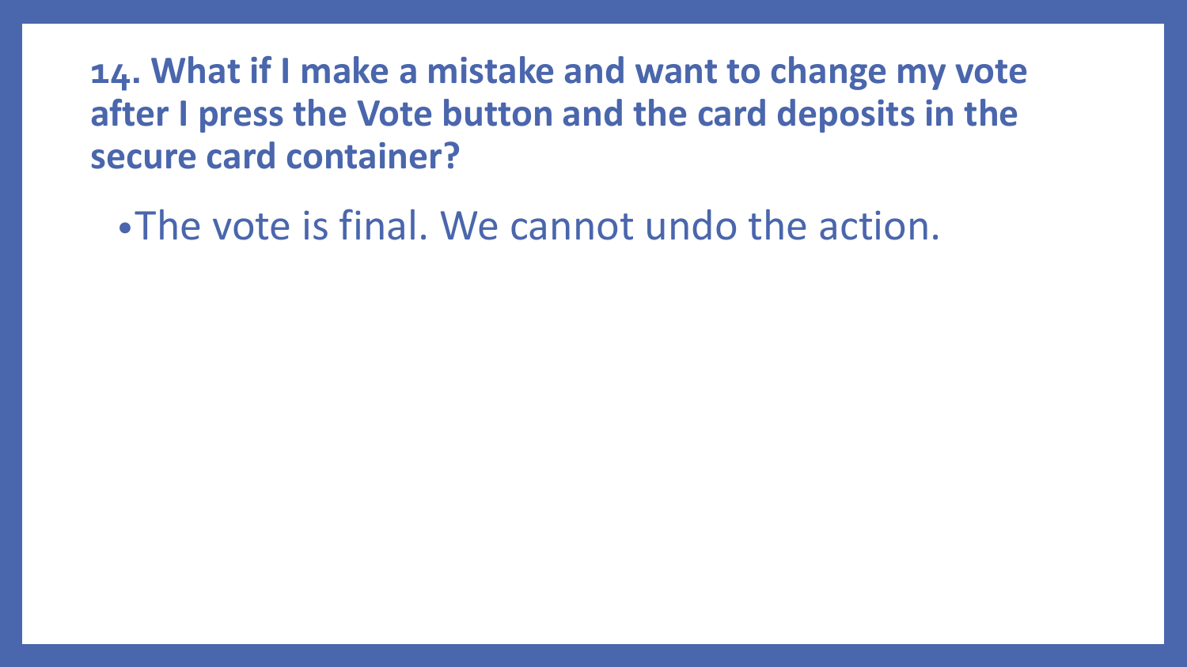## 14. What if I make a mistake and want to change my vote after I press the Vote button and the card deposits in the secure card container?

- The vote is final. We cannot undo the action.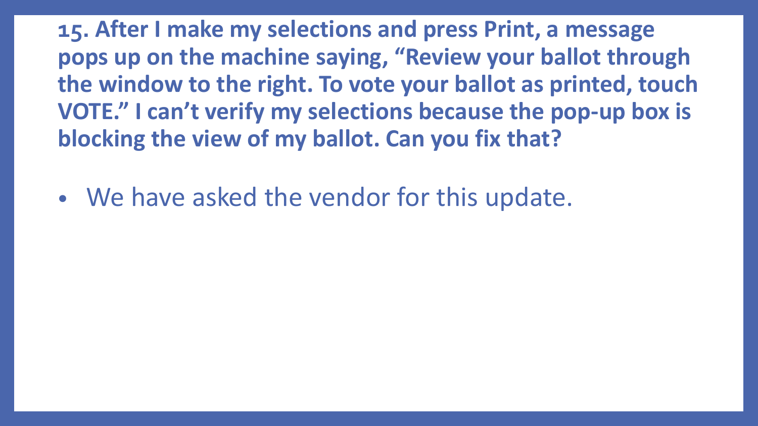**15. After I make my selections and press Print, a message pops up on the machine saying, “Review your ballot through the window to the right. To vote your ballot as printed, touch VOTE.” I can’t verify my selections because the pop-up box is blocking the view of my ballot. Can you fix that?**

- We have asked the vendor for this update.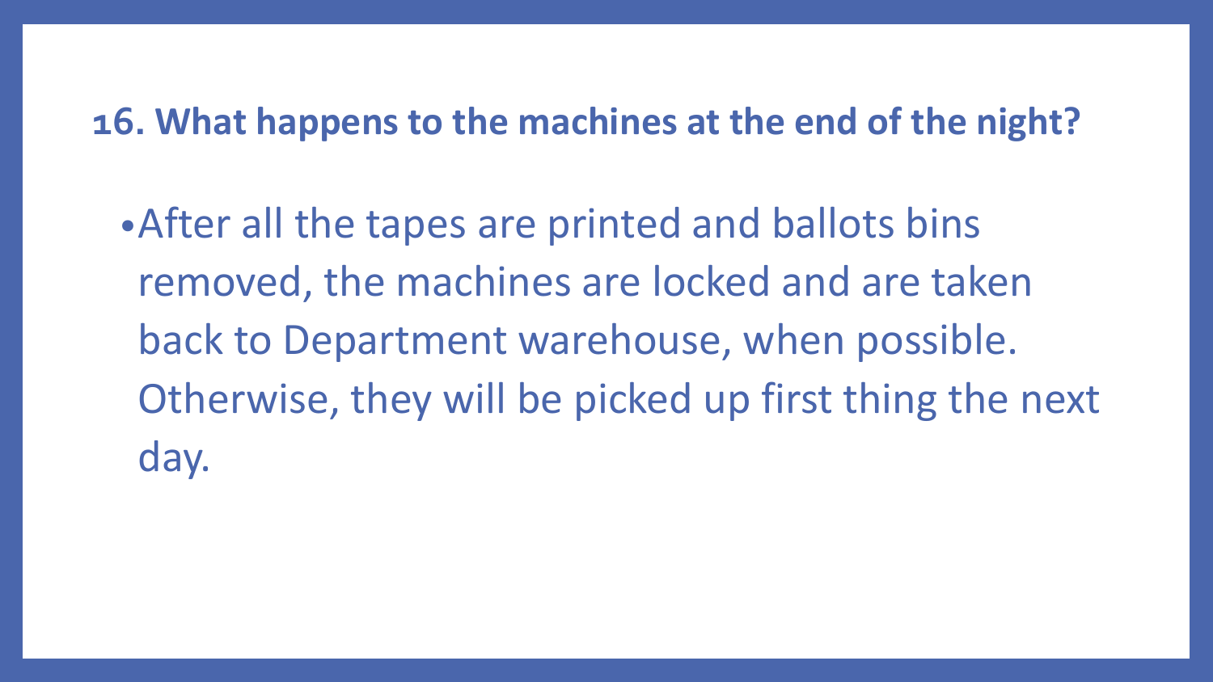## 16. What happens to the machines at the end of the night?

- After all the tapes are printed and ballots bins removed, the machines are locked and are taken back to Department warehouse, when possible. Otherwise, they will be picked up first thing the next day.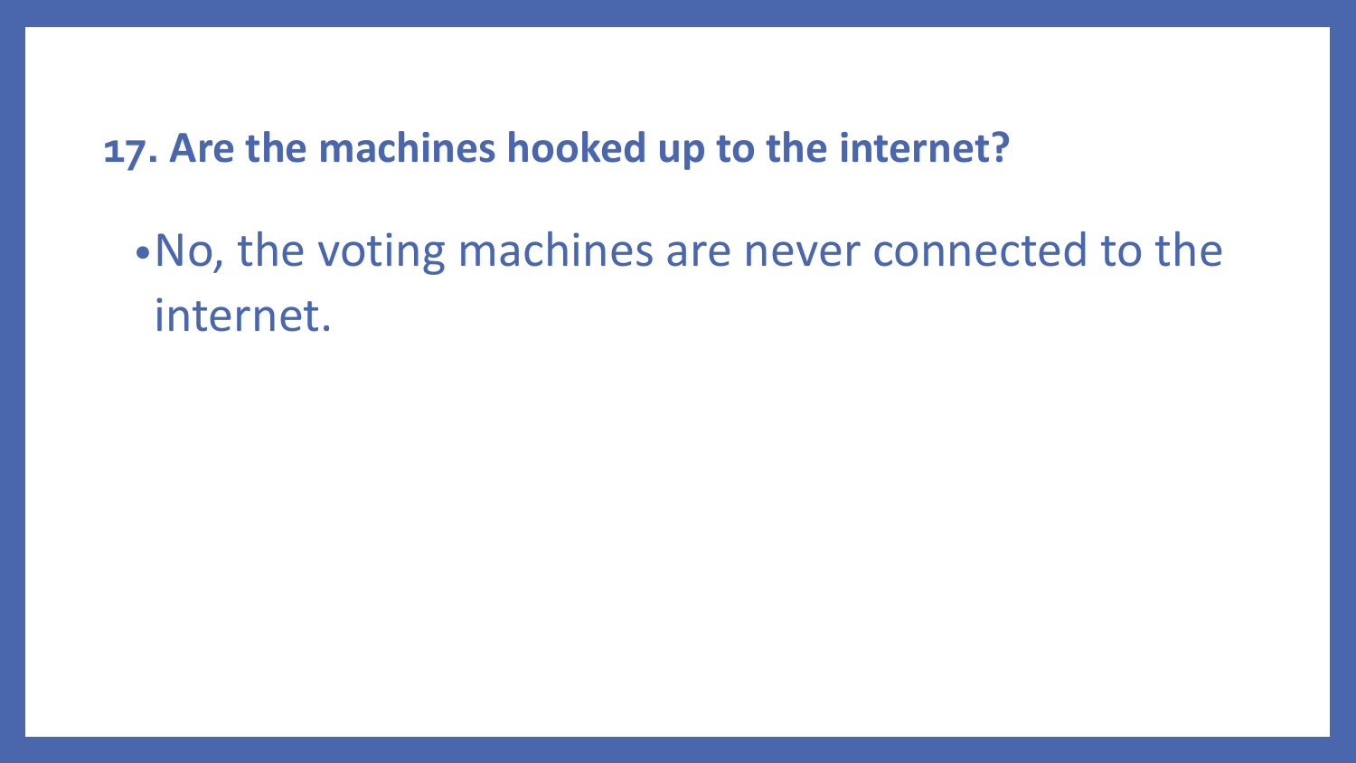## 17. Are the machines hooked up to the internet?

- No, the voting machines are never connected to the internet.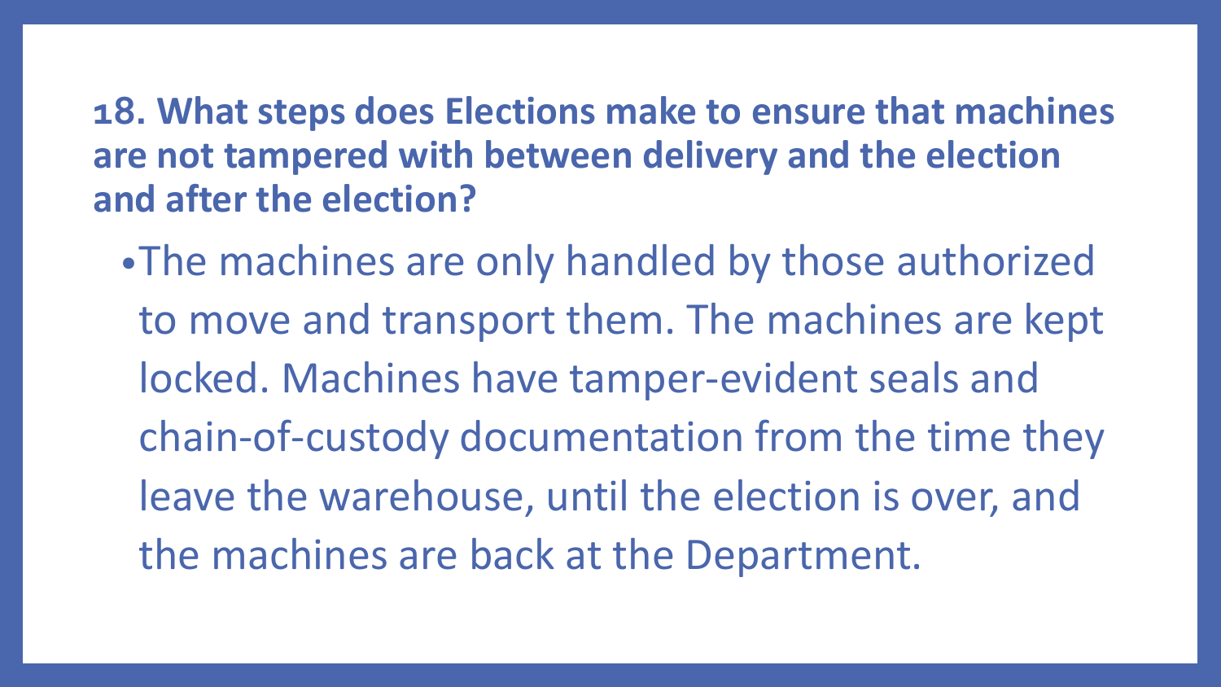**18. What steps does Elections make to ensure that machines are not tampered with between delivery and the election and after the election?**

- The machines are only handled by those authorized to move and transport them. The machines are kept locked. Machines have tamper-evident seals and chain-of-custody documentation from the time they leave the warehouse, until the election is over, and the machines are back at the Department.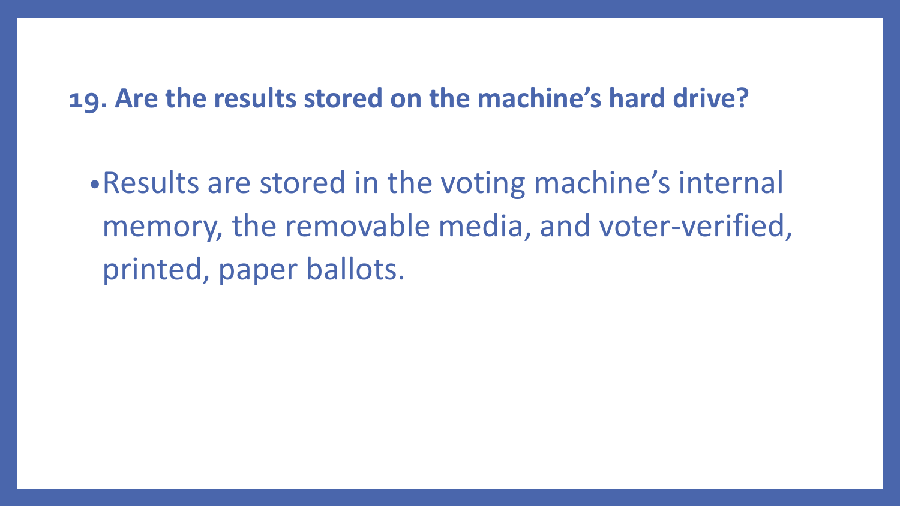**19. Are the results stored on the machine's hard drive?**

- Results are stored in the voting machine's internal memory, the removable media, and voter-verified, printed, paper ballots.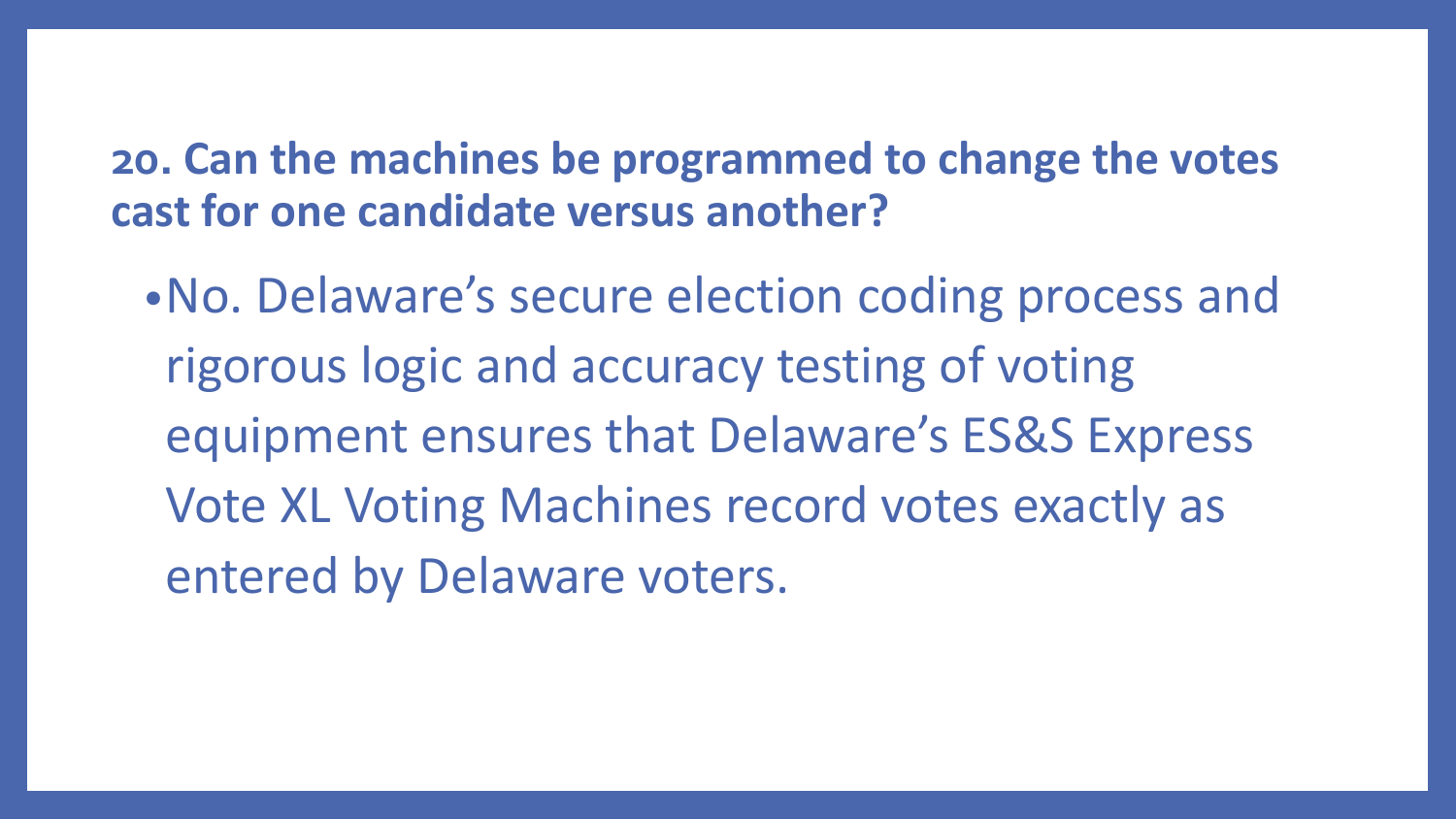**20. Can the machines be programmed to change the votes cast for one candidate versus another?**

- No. Delaware’s secure election coding process and rigorous logic and accuracy testing of voting equipment ensures that Delaware’s ES&S Express Vote XL Voting Machines record votes exactly as entered by Delaware voters.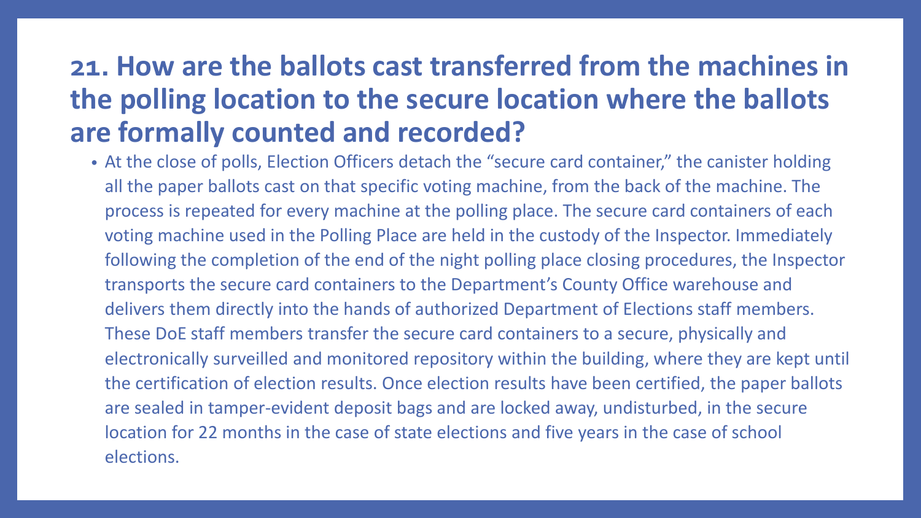## 21. How are the ballots cast transferred from the machines in the polling location to the secure location where the ballots are formally counted and recorded?

- At the close of polls, Election Officers detach the "secure card container," the canister holding all the paper ballots cast on that specific voting machine, from the back of the machine. The process is repeated for every machine at the polling place. The secure card containers of each voting machine used in the Polling Place are held in the custody of the Inspector. Immediately following the completion of the end of the night polling place closing procedures, the Inspector transports the secure card containers to the Department's County Office warehouse and delivers them directly into the hands of authorized Department of Elections staff members. These DoE staff members transfer the secure card containers to a secure, physically and electronically surveilled and monitored repository within the building, where they are kept until the certification of election results. Once election results have been certified, the paper ballots are sealed in tamper-evident deposit bags and are locked away, undisturbed, in the secure location for 22 months in the case of state elections and five years in the case of school elections.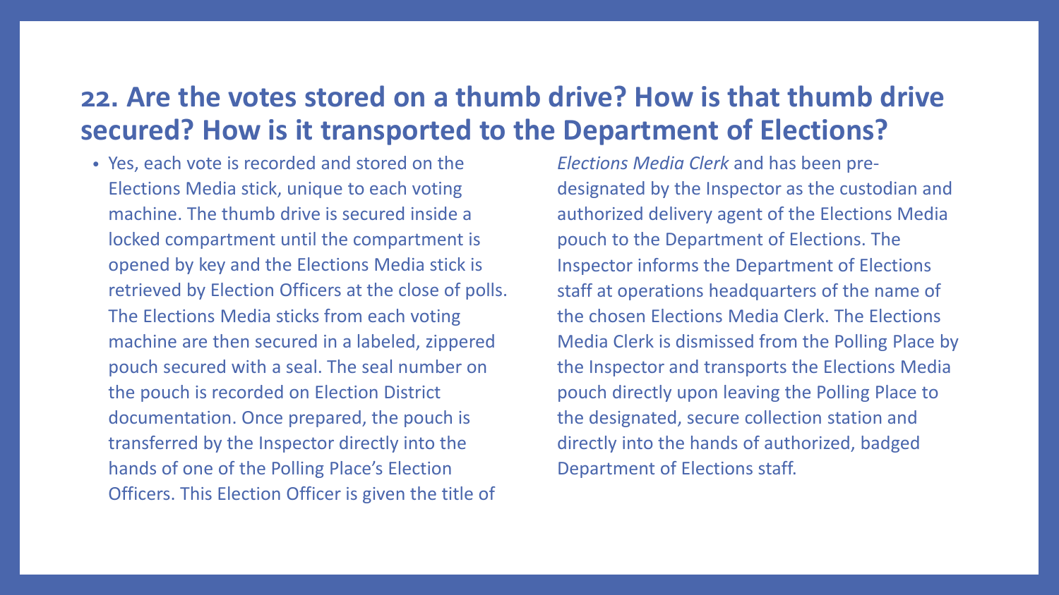## 22. Are the votes stored on a thumb drive? How is that thumb drive secured? How is it transported to the Department of Elections?

- Yes, each vote is recorded and stored on the Elections Media stick, unique to each voting machine. The thumb drive is secured inside a locked compartment until the compartment is opened by key and the Elections Media stick is retrieved by Election Officers at the close of polls. The Elections Media sticks from each voting machine are then secured in a labeled, zippered pouch secured with a seal. The seal number on the pouch is recorded on Election District documentation. Once prepared, the pouch is transferred by the Inspector directly into the hands of one of the Polling Place's Election Officers. This Election Officer is given the title of *Elections Media Clerk* and has been pre-designated by the Inspector as the custodian and authorized delivery agent of the Elections Media pouch to the Department of Elections. The Inspector informs the Department of Elections staff at operations headquarters of the name of the chosen Elections Media Clerk. The Elections Media Clerk is dismissed from the Polling Place by the Inspector and transports the Elections Media pouch directly upon leaving the Polling Place to the designated, secure collection station and directly into the hands of authorized, badged Department of Elections staff.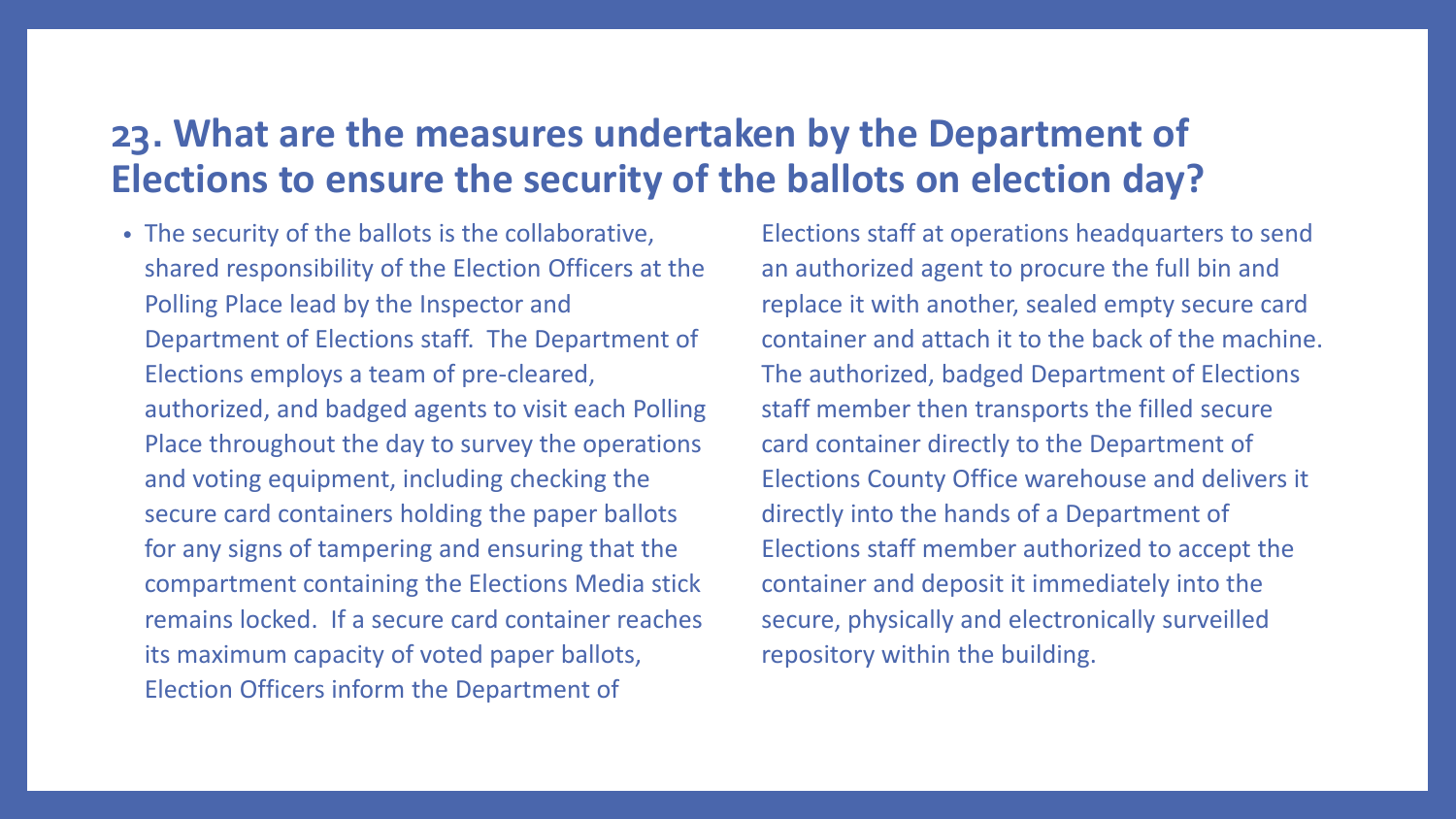## 23. What are the measures undertaken by the Department of Elections to ensure the security of the ballots on election day?

- The security of the ballots is the collaborative, shared responsibility of the Election Officers at the Polling Place lead by the Inspector and Department of Elections staff. The Department of Elections employs a team of pre-cleared, authorized, and badged agents to visit each Polling Place throughout the day to survey the operations and voting equipment, including checking the secure card containers holding the paper ballots for any signs of tampering and ensuring that the compartment containing the Elections Media stick remains locked. If a secure card container reaches its maximum capacity of voted paper ballots, Election Officers inform the Department of Elections staff at operations headquarters to send an authorized agent to procure the full bin and replace it with another, sealed empty secure card container and attach it to the back of the machine. The authorized, badged Department of Elections staff member then transports the filled secure card container directly to the Department of Elections County Office warehouse and delivers it directly into the hands of a Department of Elections staff member authorized to accept the container and deposit it immediately into the secure, physically and electronically surveilled repository within the building.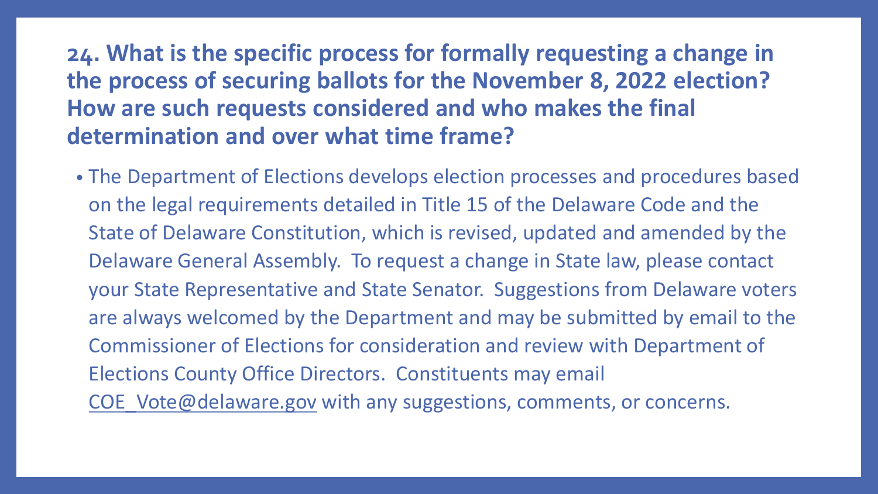## 24. What is the specific process for formally requesting a change in the process of securing ballots for the November 8, 2022 election? How are such requests considered and who makes the final determination and over what time frame?

- The Department of Elections develops election processes and procedures based on the legal requirements detailed in Title 15 of the Delaware Code and the State of Delaware Constitution, which is revised, updated and amended by the Delaware General Assembly. To request a change in State law, please contact your State Representative and State Senator. Suggestions from Delaware voters are always welcomed by the Department and may be submitted by email to the Commissioner of Elections for consideration and review with Department of Elections County Office Directors. Constituents may email COE_Vote@delaware.gov with any suggestions, comments, or concerns.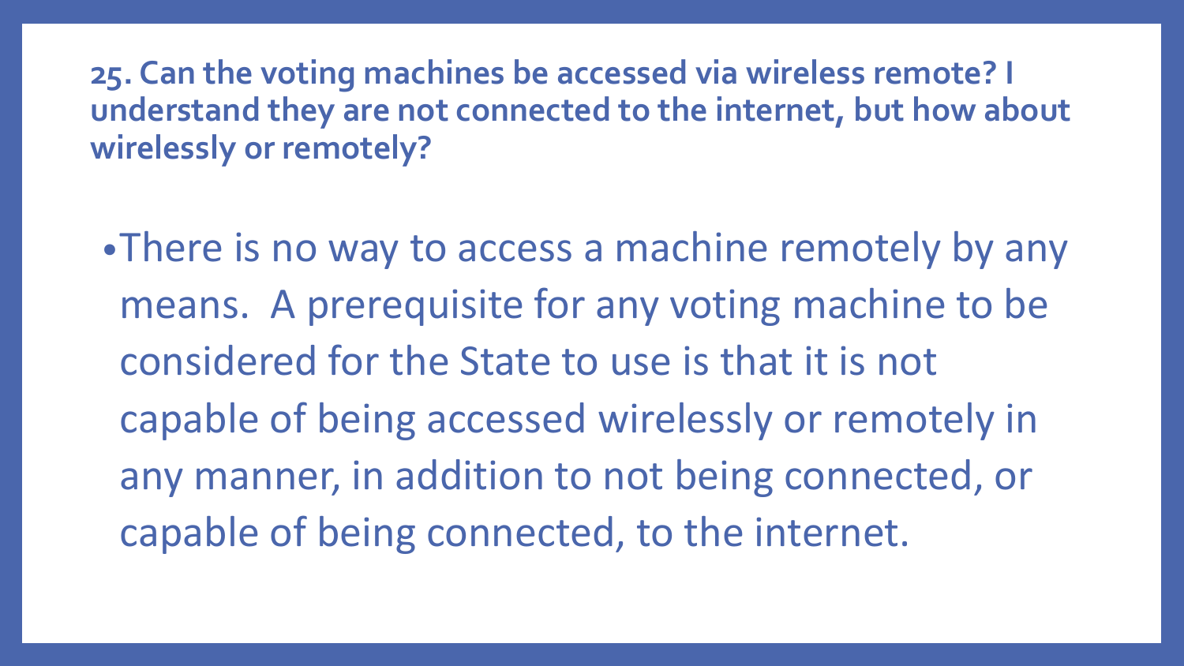**25. Can the voting machines be accessed via wireless remote? I understand they are not connected to the internet, but how about wirelessly or remotely?**

- There is no way to access a machine remotely by any means. A prerequisite for any voting machine to be considered for the State to use is that it is not capable of being accessed wirelessly or remotely in any manner, in addition to not being connected, or capable of being connected, to the internet.